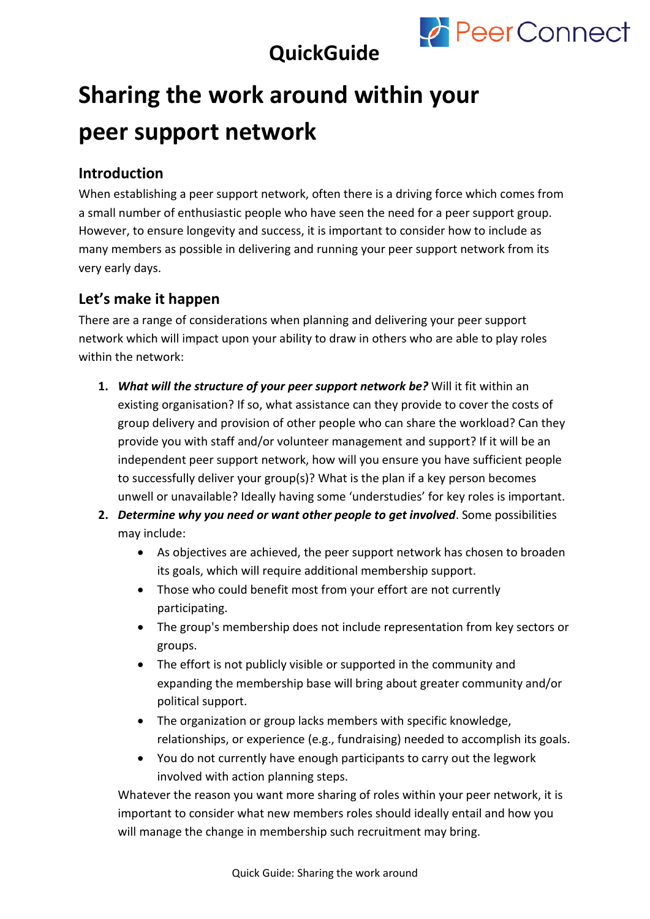QuickGuide

# Sharing the work around within your peer support network

## Introduction

When establishing a peer support network, often there is a driving force which comes from a small number of enthusiastic people who have seen the need for a peer support group. However, to ensure longevity and success, it is important to consider how to include as many members as possible in delivering and running your peer support network from its very early days.

## Let's make it happen

There are a range of considerations when planning and delivering your peer support network which will impact upon your ability to draw in others who are able to play roles within the network:

1. ***What will the structure of your peer support network be?*** Will it fit within an existing organisation? If so, what assistance can they provide to cover the costs of group delivery and provision of other people who can share the workload? Can they provide you with staff and/or volunteer management and support? If it will be an independent peer support network, how will you ensure you have sufficient people to successfully deliver your group(s)? What is the plan if a key person becomes unwell or unavailable? Ideally having some 'understudies' for key roles is important.
2. ***Determine why you need or want other people to get involved***. Some possibilities may include:
   - As objectives are achieved, the peer support network has chosen to broaden its goals, which will require additional membership support.
   - Those who could benefit most from your effort are not currently participating.
   - The group's membership does not include representation from key sectors or groups.
   - The effort is not publicly visible or supported in the community and expanding the membership base will bring about greater community and/or political support.
   - The organization or group lacks members with specific knowledge, relationships, or experience (e.g., fundraising) needed to accomplish its goals.
   - You do not currently have enough participants to carry out the legwork involved with action planning steps.

   Whatever the reason you want more sharing of roles within your peer network, it is important to consider what new members roles should ideally entail and how you will manage the change in membership such recruitment may bring.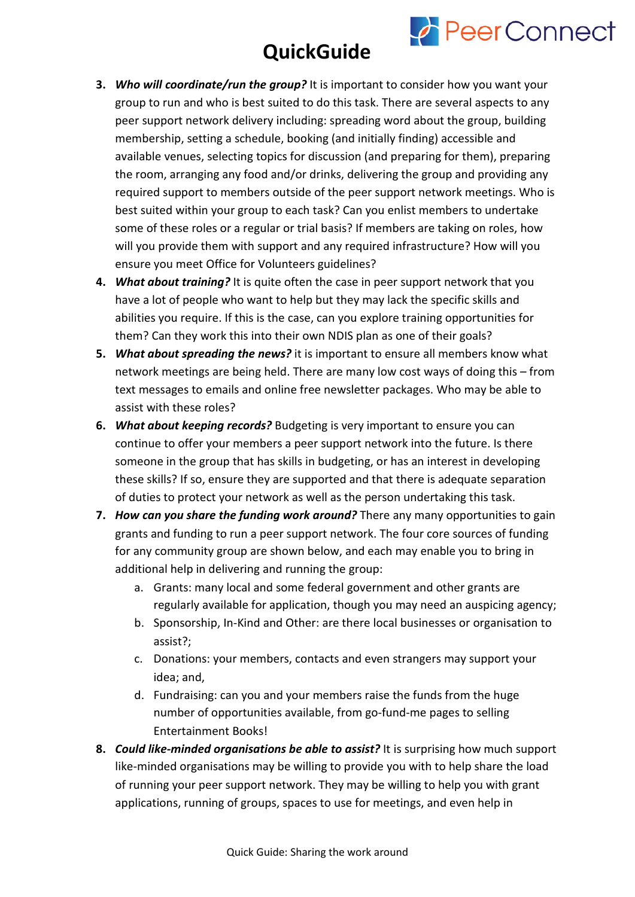# QuickGuide

3. ***Who will coordinate/run the group?*** It is important to consider how you want your group to run and who is best suited to do this task. There are several aspects to any peer support network delivery including: spreading word about the group, building membership, setting a schedule, booking (and initially finding) accessible and available venues, selecting topics for discussion (and preparing for them), preparing the room, arranging any food and/or drinks, delivering the group and providing any required support to members outside of the peer support network meetings. Who is best suited within your group to each task? Can you enlist members to undertake some of these roles or a regular or trial basis? If members are taking on roles, how will you provide them with support and any required infrastructure? How will you ensure you meet Office for Volunteers guidelines?
4. ***What about training?*** It is quite often the case in peer support network that you have a lot of people who want to help but they may lack the specific skills and abilities you require. If this is the case, can you explore training opportunities for them? Can they work this into their own NDIS plan as one of their goals?
5. ***What about spreading the news?*** it is important to ensure all members know what network meetings are being held. There are many low cost ways of doing this – from text messages to emails and online free newsletter packages. Who may be able to assist with these roles?
6. ***What about keeping records?*** Budgeting is very important to ensure you can continue to offer your members a peer support network into the future. Is there someone in the group that has skills in budgeting, or has an interest in developing these skills? If so, ensure they are supported and that there is adequate separation of duties to protect your network as well as the person undertaking this task.
7. ***How can you share the funding work around?*** There any many opportunities to gain grants and funding to run a peer support network. The four core sources of funding for any community group are shown below, and each may enable you to bring in additional help in delivering and running the group:
   a. Grants: many local and some federal government and other grants are regularly available for application, though you may need an auspicing agency;
   b. Sponsorship, In-Kind and Other: are there local businesses or organisation to assist?;
   c. Donations: your members, contacts and even strangers may support your idea; and,
   d. Fundraising: can you and your members raise the funds from the huge number of opportunities available, from go-fund-me pages to selling Entertainment Books!
8. ***Could like-minded organisations be able to assist?*** It is surprising how much support like-minded organisations may be willing to provide you with to help share the load of running your peer support network. They may be willing to help you with grant applications, running of groups, spaces to use for meetings, and even help in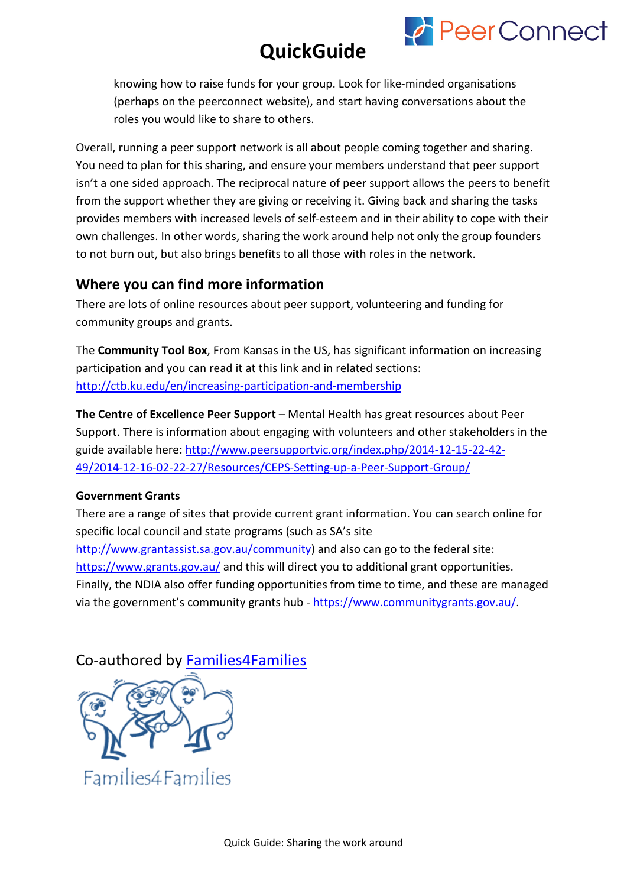knowing how to raise funds for your group. Look for like-minded organisations (perhaps on the peerconnect website), and start having conversations about the roles you would like to share to others.

Overall, running a peer support network is all about people coming together and sharing. You need to plan for this sharing, and ensure your members understand that peer support isn't a one sided approach. The reciprocal nature of peer support allows the peers to benefit from the support whether they are giving or receiving it. Giving back and sharing the tasks provides members with increased levels of self-esteem and in their ability to cope with their own challenges. In other words, sharing the work around help not only the group founders to not burn out, but also brings benefits to all those with roles in the network.

## Where you can find more information

There are lots of online resources about peer support, volunteering and funding for community groups and grants.

The **Community Tool Box**, From Kansas in the US, has significant information on increasing participation and you can read it at this link and in related sections: http://ctb.ku.edu/en/increasing-participation-and-membership

**The Centre of Excellence Peer Support** – Mental Health has great resources about Peer Support. There is information about engaging with volunteers and other stakeholders in the guide available here: http://www.peersupportvic.org/index.php/2014-12-15-22-42-49/2014-12-16-02-22-27/Resources/CEPS-Setting-up-a-Peer-Support-Group/

**Government Grants**

There are a range of sites that provide current grant information. You can search online for specific local council and state programs (such as SA's site http://www.grantassist.sa.gov.au/community) and also can go to the federal site: https://www.grants.gov.au/ and this will direct you to additional grant opportunities. Finally, the NDIA also offer funding opportunities from time to time, and these are managed via the government's community grants hub - https://www.communitygrants.gov.au/.

Co-authored by Families4Families

Families4Families